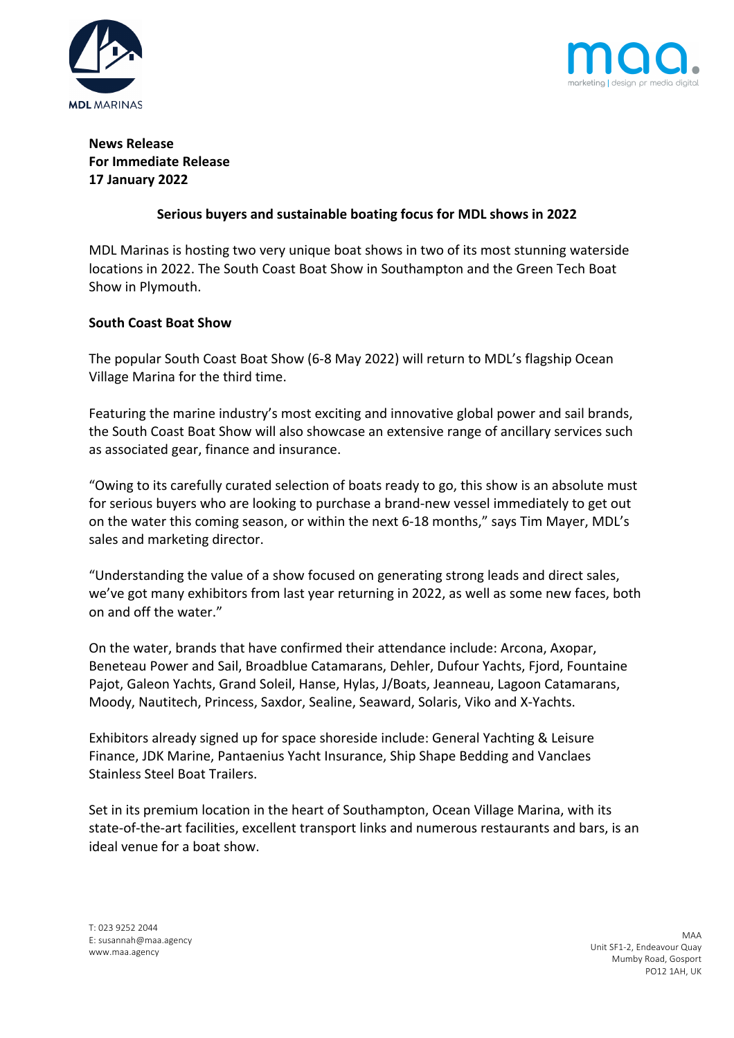**News Release**
**For Immediate Release**
**17 January 2022**

## Serious buyers and sustainable boating focus for MDL shows in 2022

MDL Marinas is hosting two very unique boat shows in two of its most stunning waterside locations in 2022. The South Coast Boat Show in Southampton and the Green Tech Boat Show in Plymouth.

### South Coast Boat Show

The popular South Coast Boat Show (6-8 May 2022) will return to MDL's flagship Ocean Village Marina for the third time.

Featuring the marine industry's most exciting and innovative global power and sail brands, the South Coast Boat Show will also showcase an extensive range of ancillary services such as associated gear, finance and insurance.

"Owing to its carefully curated selection of boats ready to go, this show is an absolute must for serious buyers who are looking to purchase a brand-new vessel immediately to get out on the water this coming season, or within the next 6-18 months," says Tim Mayer, MDL's sales and marketing director.

"Understanding the value of a show focused on generating strong leads and direct sales, we've got many exhibitors from last year returning in 2022, as well as some new faces, both on and off the water."

On the water, brands that have confirmed their attendance include: Arcona, Axopar, Beneteau Power and Sail, Broadblue Catamarans, Dehler, Dufour Yachts, Fjord, Fountaine Pajot, Galeon Yachts, Grand Soleil, Hanse, Hylas, J/Boats, Jeanneau, Lagoon Catamarans, Moody, Nautitech, Princess, Saxdor, Sealine, Seaward, Solaris, Viko and X-Yachts.

Exhibitors already signed up for space shoreside include: General Yachting & Leisure Finance, JDK Marine, Pantaenius Yacht Insurance, Ship Shape Bedding and Vanclaes Stainless Steel Boat Trailers.

Set in its premium location in the heart of Southampton, Ocean Village Marina, with its state-of-the-art facilities, excellent transport links and numerous restaurants and bars, is an ideal venue for a boat show.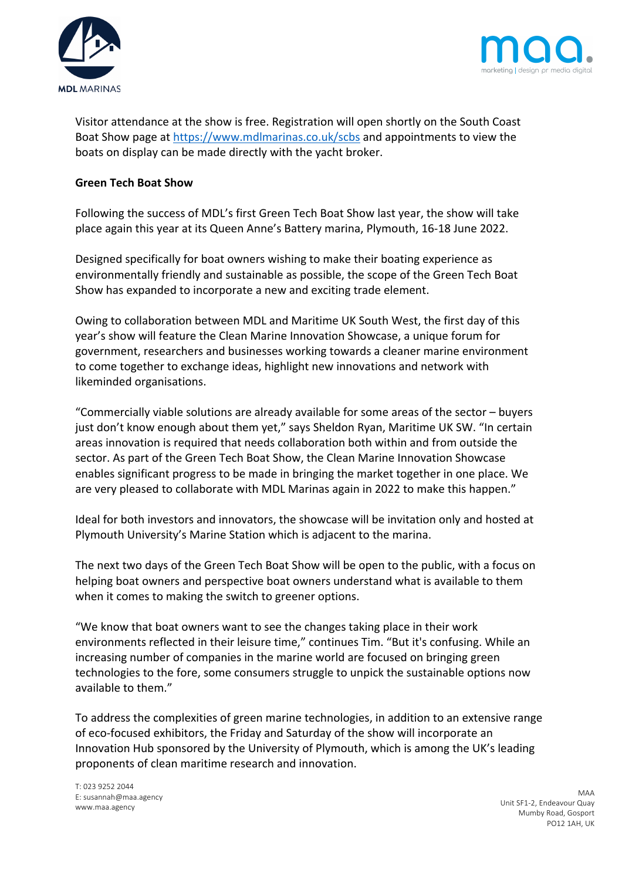Visitor attendance at the show is free. Registration will open shortly on the South Coast Boat Show page at https://www.mdlmarinas.co.uk/scbs and appointments to view the boats on display can be made directly with the yacht broker.

**Green Tech Boat Show**

Following the success of MDL's first Green Tech Boat Show last year, the show will take place again this year at its Queen Anne's Battery marina, Plymouth, 16-18 June 2022.

Designed specifically for boat owners wishing to make their boating experience as environmentally friendly and sustainable as possible, the scope of the Green Tech Boat Show has expanded to incorporate a new and exciting trade element.

Owing to collaboration between MDL and Maritime UK South West, the first day of this year's show will feature the Clean Marine Innovation Showcase, a unique forum for government, researchers and businesses working towards a cleaner marine environment to come together to exchange ideas, highlight new innovations and network with likeminded organisations.

"Commercially viable solutions are already available for some areas of the sector – buyers just don't know enough about them yet," says Sheldon Ryan, Maritime UK SW. "In certain areas innovation is required that needs collaboration both within and from outside the sector. As part of the Green Tech Boat Show, the Clean Marine Innovation Showcase enables significant progress to be made in bringing the market together in one place. We are very pleased to collaborate with MDL Marinas again in 2022 to make this happen."

Ideal for both investors and innovators, the showcase will be invitation only and hosted at Plymouth University's Marine Station which is adjacent to the marina.

The next two days of the Green Tech Boat Show will be open to the public, with a focus on helping boat owners and perspective boat owners understand what is available to them when it comes to making the switch to greener options.

"We know that boat owners want to see the changes taking place in their work environments reflected in their leisure time," continues Tim. "But it's confusing. While an increasing number of companies in the marine world are focused on bringing green technologies to the fore, some consumers struggle to unpick the sustainable options now available to them."

To address the complexities of green marine technologies, in addition to an extensive range of eco-focused exhibitors, the Friday and Saturday of the show will incorporate an Innovation Hub sponsored by the University of Plymouth, which is among the UK's leading proponents of clean maritime research and innovation.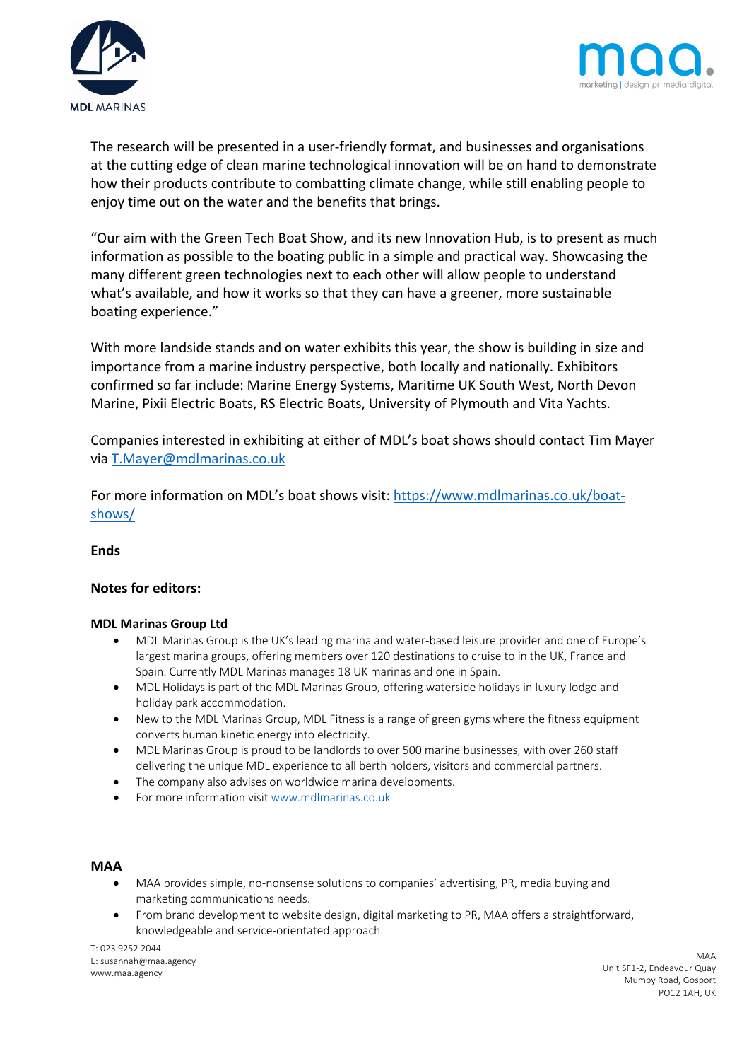The research will be presented in a user-friendly format, and businesses and organisations at the cutting edge of clean marine technological innovation will be on hand to demonstrate how their products contribute to combatting climate change, while still enabling people to enjoy time out on the water and the benefits that brings.

"Our aim with the Green Tech Boat Show, and its new Innovation Hub, is to present as much information as possible to the boating public in a simple and practical way. Showcasing the many different green technologies next to each other will allow people to understand what's available, and how it works so that they can have a greener, more sustainable boating experience."

With more landside stands and on water exhibits this year, the show is building in size and importance from a marine industry perspective, both locally and nationally. Exhibitors confirmed so far include: Marine Energy Systems, Maritime UK South West, North Devon Marine, Pixii Electric Boats, RS Electric Boats, University of Plymouth and Vita Yachts.

Companies interested in exhibiting at either of MDL's boat shows should contact Tim Mayer via [T.Mayer@mdlmarinas.co.uk](mailto:T.Mayer@mdlmarinas.co.uk)

For more information on MDL's boat shows visit: [https://www.mdlmarinas.co.uk/boat-shows/](https://www.mdlmarinas.co.uk/boat-shows/)

**Ends**

**Notes for editors:**

**MDL Marinas Group Ltd**

- MDL Marinas Group is the UK's leading marina and water-based leisure provider and one of Europe's largest marina groups, offering members over 120 destinations to cruise to in the UK, France and Spain. Currently MDL Marinas manages 18 UK marinas and one in Spain.
- MDL Holidays is part of the MDL Marinas Group, offering waterside holidays in luxury lodge and holiday park accommodation.
- New to the MDL Marinas Group, MDL Fitness is a range of green gyms where the fitness equipment converts human kinetic energy into electricity.
- MDL Marinas Group is proud to be landlords to over 500 marine businesses, with over 260 staff delivering the unique MDL experience to all berth holders, visitors and commercial partners.
- The company also advises on worldwide marina developments.
- For more information visit [www.mdlmarinas.co.uk](http://www.mdlmarinas.co.uk)

**MAA**

- MAA provides simple, no-nonsense solutions to companies' advertising, PR, media buying and marketing communications needs.
- From brand development to website design, digital marketing to PR, MAA offers a straightforward, knowledgeable and service-orientated approach.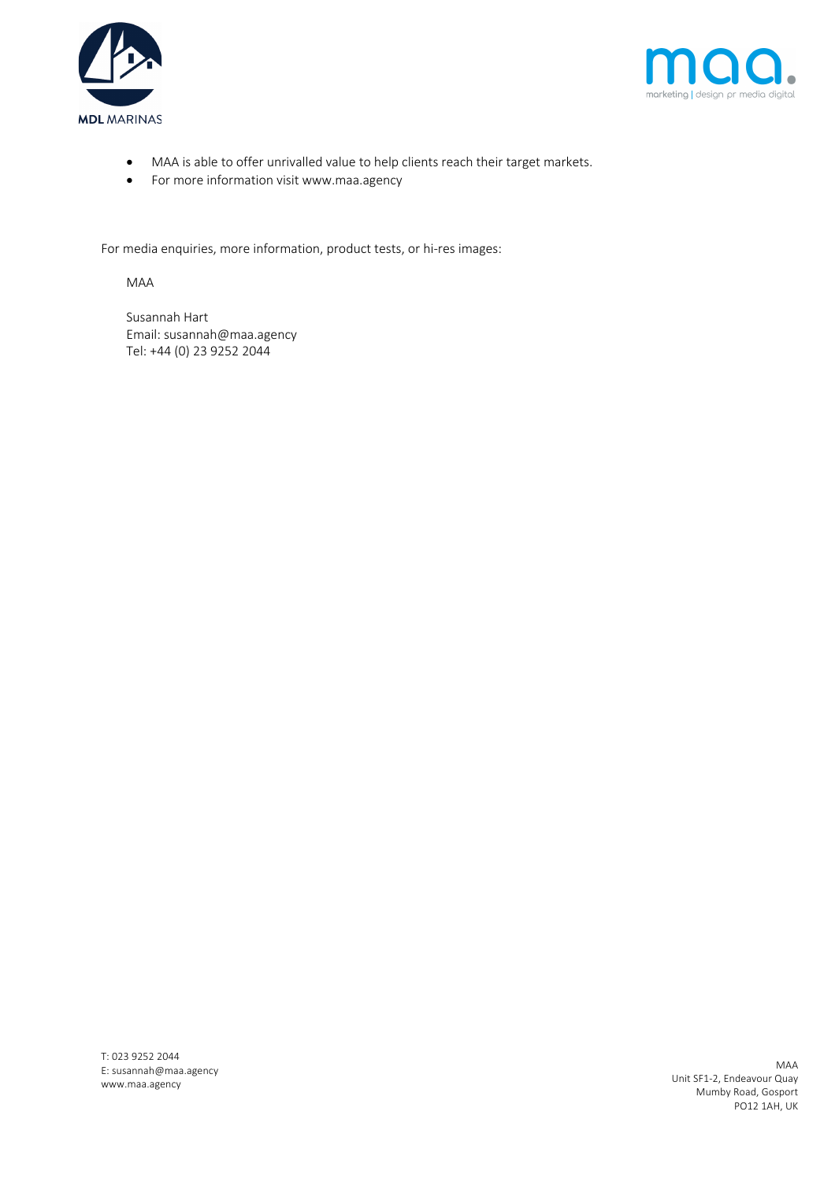- MAA is able to offer unrivalled value to help clients reach their target markets.
- For more information visit www.maa.agency

For media enquiries, more information, product tests, or hi-res images:

MAA

Susannah Hart
Email: susannah@maa.agency
Tel: +44 (0) 23 9252 2044